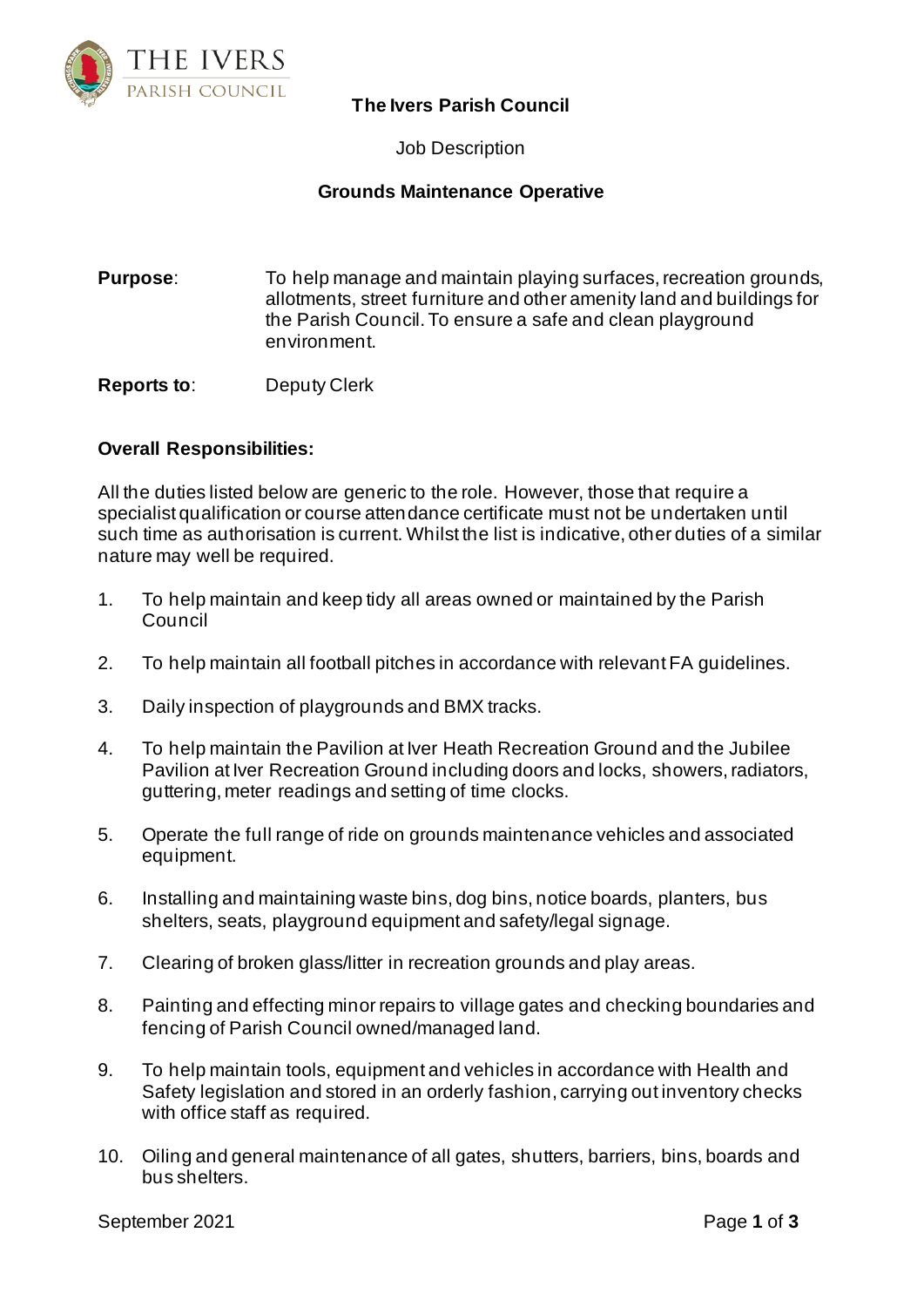# The Ivers Parish Council

Job Description

## Grounds Maintenance Operative

**Purpose**: To help manage and maintain playing surfaces, recreation grounds, allotments, street furniture and other amenity land and buildings for the Parish Council. To ensure a safe and clean playground environment.

**Reports to**: Deputy Clerk

### Overall Responsibilities:

All the duties listed below are generic to the role. However, those that require a specialist qualification or course attendance certificate must not be undertaken until such time as authorisation is current. Whilst the list is indicative, other duties of a similar nature may well be required.

1. To help maintain and keep tidy all areas owned or maintained by the Parish Council
2. To help maintain all football pitches in accordance with relevant FA guidelines.
3. Daily inspection of playgrounds and BMX tracks.
4. To help maintain the Pavilion at Iver Heath Recreation Ground and the Jubilee Pavilion at Iver Recreation Ground including doors and locks, showers, radiators, guttering, meter readings and setting of time clocks.
5. Operate the full range of ride on grounds maintenance vehicles and associated equipment.
6. Installing and maintaining waste bins, dog bins, notice boards, planters, bus shelters, seats, playground equipment and safety/legal signage.
7. Clearing of broken glass/litter in recreation grounds and play areas.
8. Painting and effecting minor repairs to village gates and checking boundaries and fencing of Parish Council owned/managed land.
9. To help maintain tools, equipment and vehicles in accordance with Health and Safety legislation and stored in an orderly fashion, carrying out inventory checks with office staff as required.
10. Oiling and general maintenance of all gates, shutters, barriers, bins, boards and bus shelters.

September 2021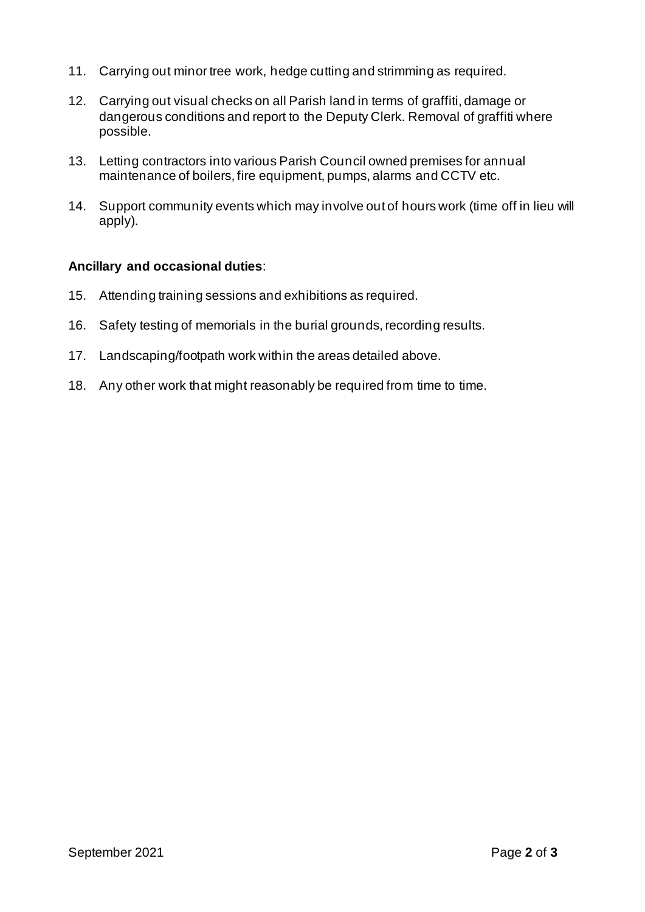11. Carrying out minor tree work, hedge cutting and strimming as required.
12. Carrying out visual checks on all Parish land in terms of graffiti, damage or dangerous conditions and report to the Deputy Clerk. Removal of graffiti where possible.
13. Letting contractors into various Parish Council owned premises for annual maintenance of boilers, fire equipment, pumps, alarms and CCTV etc.
14. Support community events which may involve out of hours work (time off in lieu will apply).

**Ancillary and occasional duties**:

15. Attending training sessions and exhibitions as required.
16. Safety testing of memorials in the burial grounds, recording results.
17. Landscaping/footpath work within the areas detailed above.
18. Any other work that might reasonably be required from time to time.

September 2021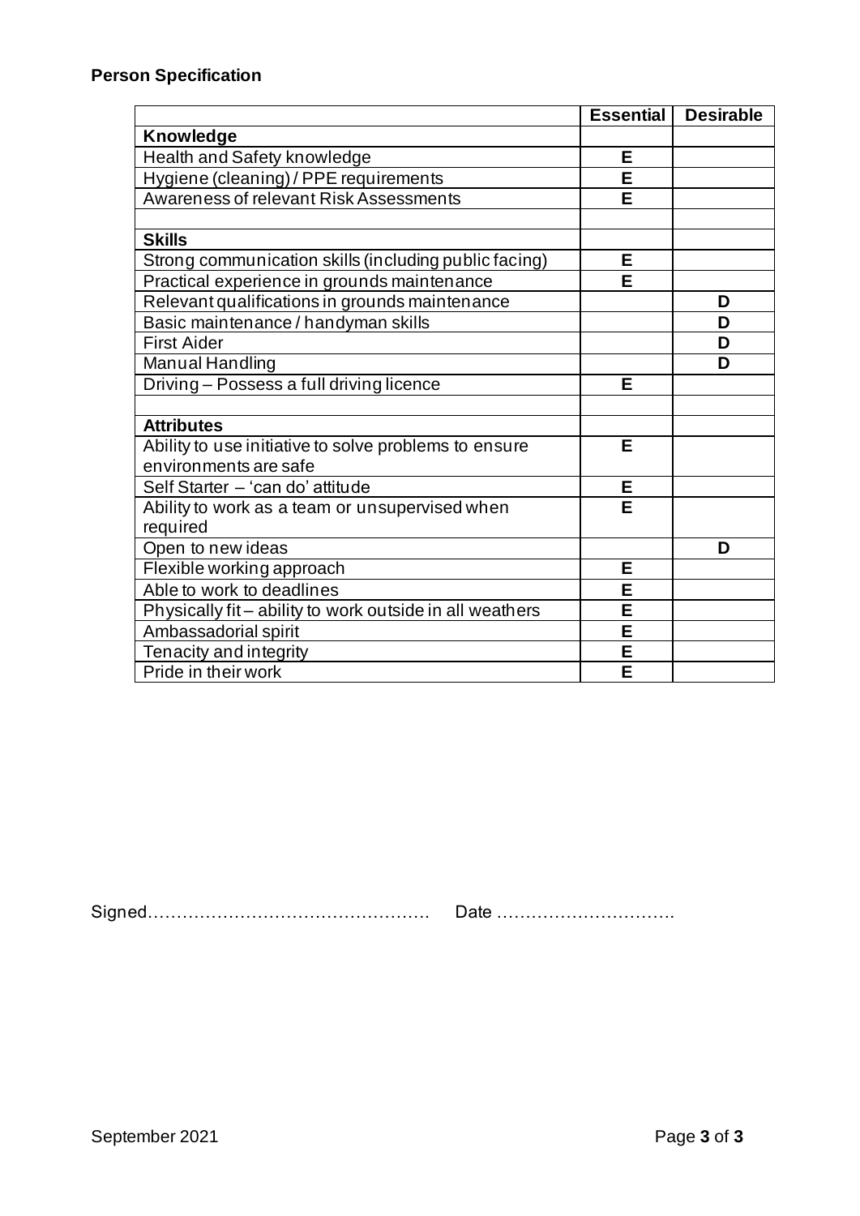**Person Specification**

| | Essential | Desirable |
|---|---|---|
| **Knowledge** | | |
| Health and Safety knowledge | **E** | |
| Hygiene (cleaning) / PPE requirements | **E** | |
| Awareness of relevant Risk Assessments | **E** | |
| | | |
| **Skills** | | |
| Strong communication skills (including public facing) | **E** | |
| Practical experience in grounds maintenance | **E** | |
| Relevant qualifications in grounds maintenance | | **D** |
| Basic maintenance / handyman skills | | **D** |
| First Aider | | **D** |
| Manual Handling | | **D** |
| Driving – Possess a full driving licence | **E** | |
| | | |
| **Attributes** | | |
| Ability to use initiative to solve problems to ensure environments are safe | **E** | |
| Self Starter – 'can do' attitude | **E** | |
| Ability to work as a team or unsupervised when required | **E** | |
| Open to new ideas | | **D** |
| Flexible working approach | **E** | |
| Able to work to deadlines | **E** | |
| Physically fit – ability to work outside in all weathers | **E** | |
| Ambassadorial spirit | **E** | |
| Tenacity and integrity | **E** | |
| Pride in their work | **E** | |

Signed………………………………………… Date ………………………….

September 2021